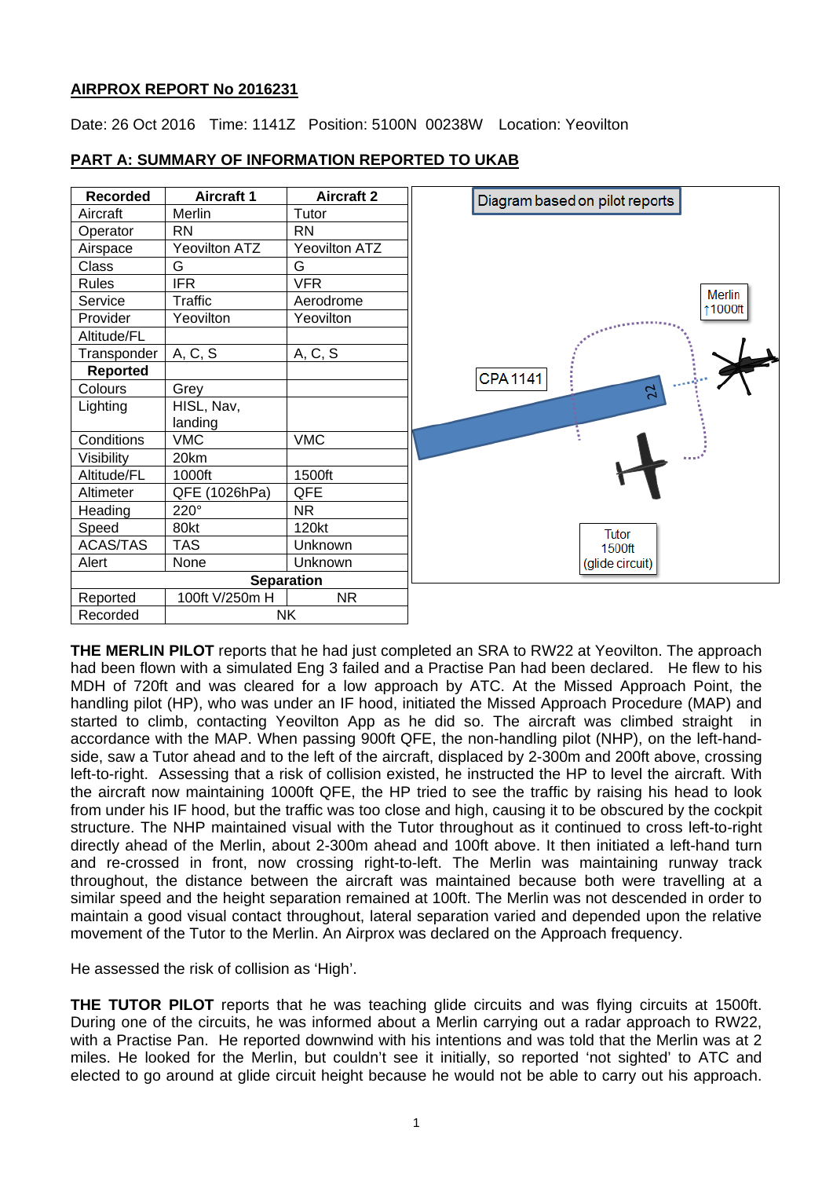**AIRPROX REPORT No 2016231**

Date: 26 Oct 2016 Time: 1141Z Position: 5100N 00238W Location: Yeovilton

**PART A: SUMMARY OF INFORMATION REPORTED TO UKAB**

| Recorded | Aircraft 1 | Aircraft 2 |
|---|---|---|
| Aircraft | Merlin | Tutor |
| Operator | RN | RN |
| Airspace | Yeovilton ATZ | Yeovilton ATZ |
| Class | G | G |
| Rules | IFR | VFR |
| Service | Traffic | Aerodrome |
| Provider | Yeovilton | Yeovilton |
| Altitude/FL | | |
| Transponder | A, C, S | A, C, S |
| **Reported** | | |
| Colours | Grey | |
| Lighting | HISL, Nav, landing | |
| Conditions | VMC | VMC |
| Visibility | 20km | |
| Altitude/FL | 1000ft | 1500ft |
| Altimeter | QFE (1026hPa) | QFE |
| Heading | 220° | NR |
| Speed | 80kt | 120kt |
| ACAS/TAS | TAS | Unknown |
| Alert | None | Unknown |
| **Separation** | | |
| Reported | 100ft V/250m H | NR |
| Recorded | NK | |

Diagram based on pilot reports

CPA 1141

Merlin ↑1000ft

Tutor 1500ft (glide circuit)

**THE MERLIN PILOT** reports that he had just completed an SRA to RW22 at Yeovilton. The approach had been flown with a simulated Eng 3 failed and a Practise Pan had been declared. He flew to his MDH of 720ft and was cleared for a low approach by ATC. At the Missed Approach Point, the handling pilot (HP), who was under an IF hood, initiated the Missed Approach Procedure (MAP) and started to climb, contacting Yeovilton App as he did so. The aircraft was climbed straight in accordance with the MAP. When passing 900ft QFE, the non-handling pilot (NHP), on the left-hand-side, saw a Tutor ahead and to the left of the aircraft, displaced by 2-300m and 200ft above, crossing left-to-right. Assessing that a risk of collision existed, he instructed the HP to level the aircraft. With the aircraft now maintaining 1000ft QFE, the HP tried to see the traffic by raising his head to look from under his IF hood, but the traffic was too close and high, causing it to be obscured by the cockpit structure. The NHP maintained visual with the Tutor throughout as it continued to cross left-to-right directly ahead of the Merlin, about 2-300m ahead and 100ft above. It then initiated a left-hand turn and re-crossed in front, now crossing right-to-left. The Merlin was maintaining runway track throughout, the distance between the aircraft was maintained because both were travelling at a similar speed and the height separation remained at 100ft. The Merlin was not descended in order to maintain a good visual contact throughout, lateral separation varied and depended upon the relative movement of the Tutor to the Merlin. An Airprox was declared on the Approach frequency.

He assessed the risk of collision as 'High'.

**THE TUTOR PILOT** reports that he was teaching glide circuits and was flying circuits at 1500ft. During one of the circuits, he was informed about a Merlin carrying out a radar approach to RW22, with a Practise Pan. He reported downwind with his intentions and was told that the Merlin was at 2 miles. He looked for the Merlin, but couldn't see it initially, so reported 'not sighted' to ATC and elected to go around at glide circuit height because he would not be able to carry out his approach.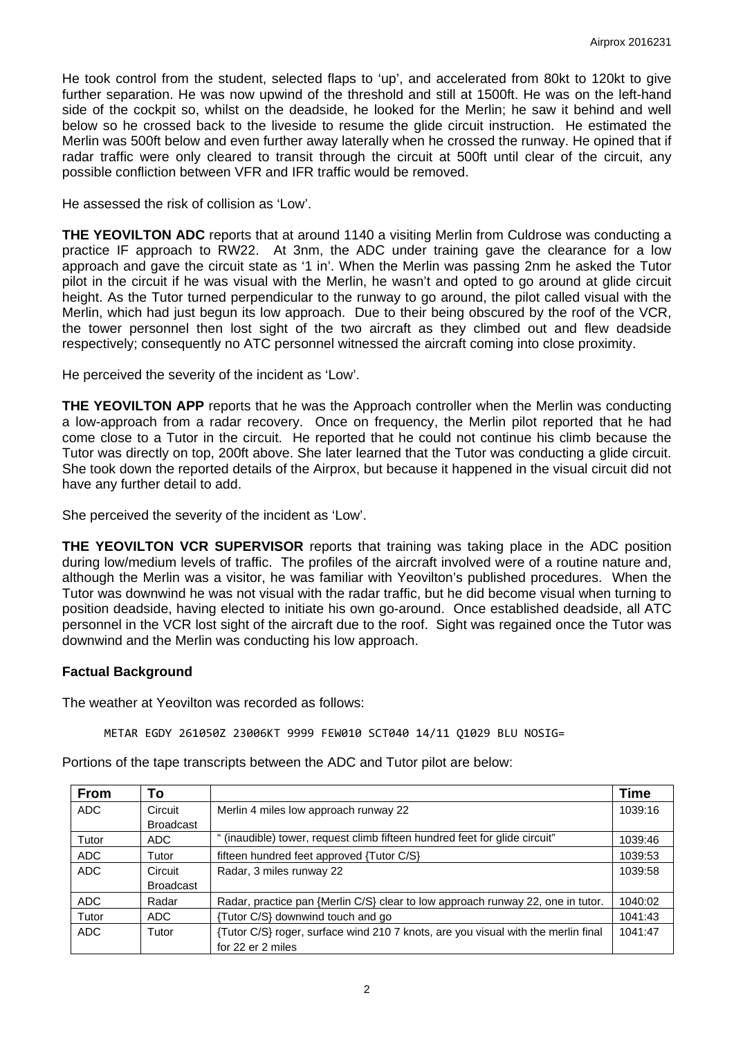He took control from the student, selected flaps to 'up', and accelerated from 80kt to 120kt to give further separation. He was now upwind of the threshold and still at 1500ft. He was on the left-hand side of the cockpit so, whilst on the deadside, he looked for the Merlin; he saw it behind and well below so he crossed back to the liveside to resume the glide circuit instruction. He estimated the Merlin was 500ft below and even further away laterally when he crossed the runway. He opined that if radar traffic were only cleared to transit through the circuit at 500ft until clear of the circuit, any possible confliction between VFR and IFR traffic would be removed.

He assessed the risk of collision as 'Low'.

**THE YEOVILTON ADC** reports that at around 1140 a visiting Merlin from Culdrose was conducting a practice IF approach to RW22. At 3nm, the ADC under training gave the clearance for a low approach and gave the circuit state as '1 in'. When the Merlin was passing 2nm he asked the Tutor pilot in the circuit if he was visual with the Merlin, he wasn't and opted to go around at glide circuit height. As the Tutor turned perpendicular to the runway to go around, the pilot called visual with the Merlin, which had just begun its low approach. Due to their being obscured by the roof of the VCR, the tower personnel then lost sight of the two aircraft as they climbed out and flew deadside respectively; consequently no ATC personnel witnessed the aircraft coming into close proximity.

He perceived the severity of the incident as 'Low'.

**THE YEOVILTON APP** reports that he was the Approach controller when the Merlin was conducting a low-approach from a radar recovery. Once on frequency, the Merlin pilot reported that he had come close to a Tutor in the circuit. He reported that he could not continue his climb because the Tutor was directly on top, 200ft above. She later learned that the Tutor was conducting a glide circuit. She took down the reported details of the Airprox, but because it happened in the visual circuit did not have any further detail to add.

She perceived the severity of the incident as 'Low'.

**THE YEOVILTON VCR SUPERVISOR** reports that training was taking place in the ADC position during low/medium levels of traffic. The profiles of the aircraft involved were of a routine nature and, although the Merlin was a visitor, he was familiar with Yeovilton's published procedures. When the Tutor was downwind he was not visual with the radar traffic, but he did become visual when turning to position deadside, having elected to initiate his own go-around. Once established deadside, all ATC personnel in the VCR lost sight of the aircraft due to the roof. Sight was regained once the Tutor was downwind and the Merlin was conducting his low approach.

## Factual Background

The weather at Yeovilton was recorded as follows:

```
METAR EGDY 261050Z 23006KT 9999 FEW010 SCT040 14/11 Q1029 BLU NOSIG=
```

Portions of the tape transcripts between the ADC and Tutor pilot are below:

| From | To | | Time |
|---|---|---|---|
| ADC | Circuit Broadcast | Merlin 4 miles low approach runway 22 | 1039:16 |
| Tutor | ADC | " (inaudible) tower, request climb fifteen hundred feet for glide circuit" | 1039:46 |
| ADC | Tutor | fifteen hundred feet approved {Tutor C/S} | 1039:53 |
| ADC | Circuit Broadcast | Radar, 3 miles runway 22 | 1039:58 |
| ADC | Radar | Radar, practice pan {Merlin C/S} clear to low approach runway 22, one in tutor. | 1040:02 |
| Tutor | ADC | {Tutor C/S} downwind touch and go | 1041:43 |
| ADC | Tutor | {Tutor C/S} roger, surface wind 210 7 knots, are you visual with the merlin final for 22 er 2 miles | 1041:47 |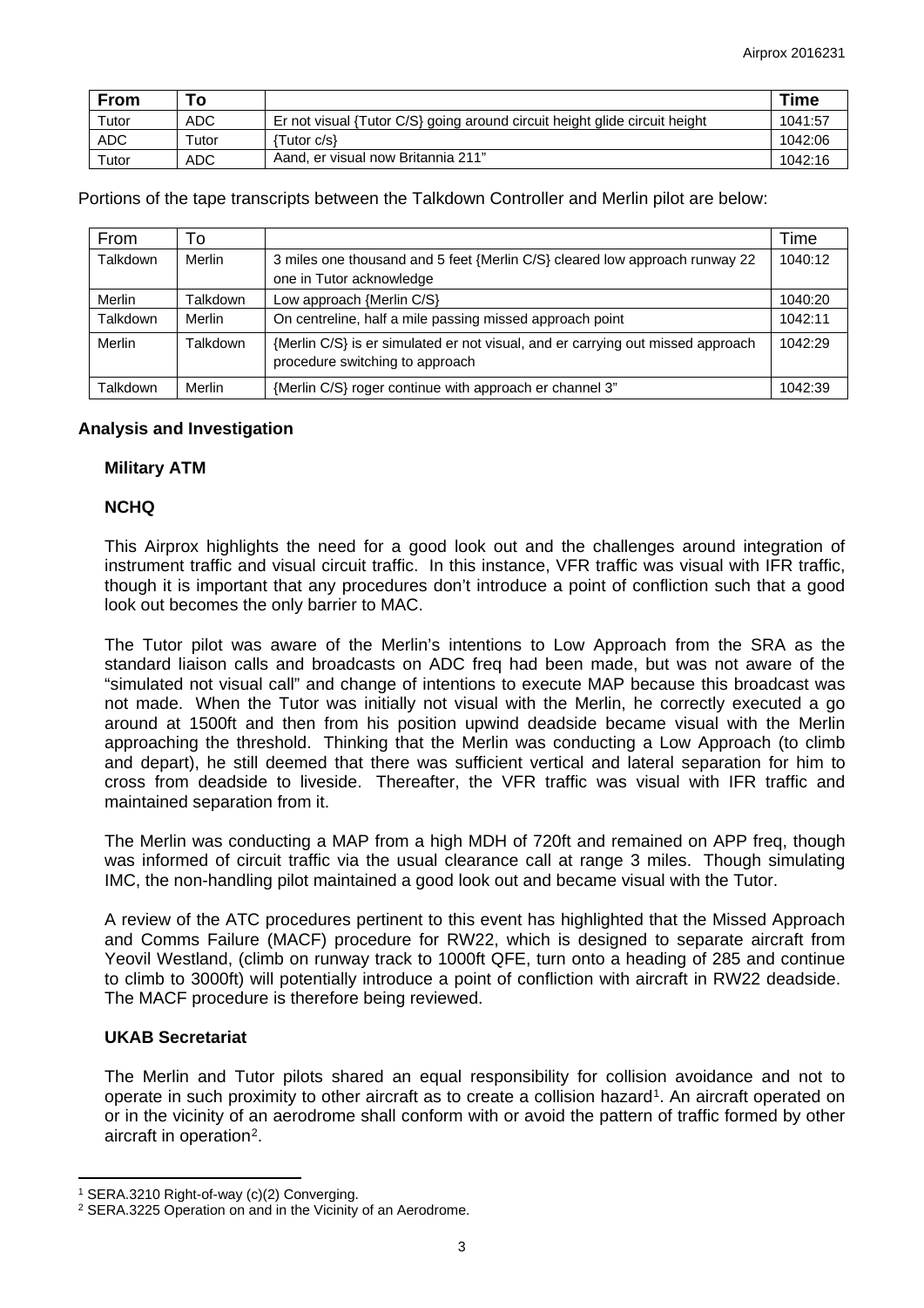| From | To | | Time |
|---|---|---|---|
| Tutor | ADC | Er not visual {Tutor C/S} going around circuit height glide circuit height | 1041:57 |
| ADC | Tutor | {Tutor c/s} | 1042:06 |
| Tutor | ADC | Aand, er visual now Britannia 211" | 1042:16 |

Portions of the tape transcripts between the Talkdown Controller and Merlin pilot are below:

| From | To | | Time |
|---|---|---|---|
| Talkdown | Merlin | 3 miles one thousand and 5 feet {Merlin C/S} cleared low approach runway 22 one in Tutor acknowledge | 1040:12 |
| Merlin | Talkdown | Low approach {Merlin C/S} | 1040:20 |
| Talkdown | Merlin | On centreline, half a mile passing missed approach point | 1042:11 |
| Merlin | Talkdown | {Merlin C/S} is er simulated er not visual, and er carrying out missed approach procedure switching to approach | 1042:29 |
| Talkdown | Merlin | {Merlin C/S} roger continue with approach er channel 3" | 1042:39 |

## Analysis and Investigation

### Military ATM

### NCHQ

This Airprox highlights the need for a good look out and the challenges around integration of instrument traffic and visual circuit traffic. In this instance, VFR traffic was visual with IFR traffic, though it is important that any procedures don't introduce a point of confliction such that a good look out becomes the only barrier to MAC.

The Tutor pilot was aware of the Merlin's intentions to Low Approach from the SRA as the standard liaison calls and broadcasts on ADC freq had been made, but was not aware of the "simulated not visual call" and change of intentions to execute MAP because this broadcast was not made. When the Tutor was initially not visual with the Merlin, he correctly executed a go around at 1500ft and then from his position upwind deadside became visual with the Merlin approaching the threshold. Thinking that the Merlin was conducting a Low Approach (to climb and depart), he still deemed that there was sufficient vertical and lateral separation for him to cross from deadside to liveside. Thereafter, the VFR traffic was visual with IFR traffic and maintained separation from it.

The Merlin was conducting a MAP from a high MDH of 720ft and remained on APP freq, though was informed of circuit traffic via the usual clearance call at range 3 miles. Though simulating IMC, the non-handling pilot maintained a good look out and became visual with the Tutor.

A review of the ATC procedures pertinent to this event has highlighted that the Missed Approach and Comms Failure (MACF) procedure for RW22, which is designed to separate aircraft from Yeovil Westland, (climb on runway track to 1000ft QFE, turn onto a heading of 285 and continue to climb to 3000ft) will potentially introduce a point of confliction with aircraft in RW22 deadside. The MACF procedure is therefore being reviewed.

### UKAB Secretariat

The Merlin and Tutor pilots shared an equal responsibility for collision avoidance and not to operate in such proximity to other aircraft as to create a collision hazard[1]. An aircraft operated on or in the vicinity of an aerodrome shall conform with or avoid the pattern of traffic formed by other aircraft in operation[2].

[1] SERA.3210 Right-of-way (c)(2) Converging.

[2] SERA.3225 Operation on and in the Vicinity of an Aerodrome.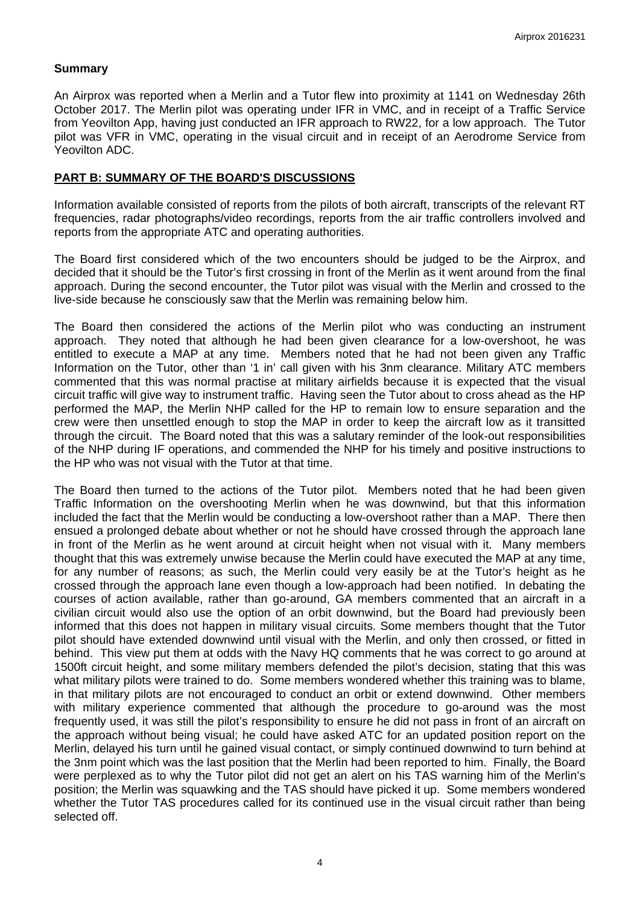## Summary

An Airprox was reported when a Merlin and a Tutor flew into proximity at 1141 on Wednesday 26th October 2017. The Merlin pilot was operating under IFR in VMC, and in receipt of a Traffic Service from Yeovilton App, having just conducted an IFR approach to RW22, for a low approach. The Tutor pilot was VFR in VMC, operating in the visual circuit and in receipt of an Aerodrome Service from Yeovilton ADC.

## PART B: SUMMARY OF THE BOARD'S DISCUSSIONS

Information available consisted of reports from the pilots of both aircraft, transcripts of the relevant RT frequencies, radar photographs/video recordings, reports from the air traffic controllers involved and reports from the appropriate ATC and operating authorities.

The Board first considered which of the two encounters should be judged to be the Airprox, and decided that it should be the Tutor's first crossing in front of the Merlin as it went around from the final approach. During the second encounter, the Tutor pilot was visual with the Merlin and crossed to the live-side because he consciously saw that the Merlin was remaining below him.

The Board then considered the actions of the Merlin pilot who was conducting an instrument approach. They noted that although he had been given clearance for a low-overshoot, he was entitled to execute a MAP at any time. Members noted that he had not been given any Traffic Information on the Tutor, other than '1 in' call given with his 3nm clearance. Military ATC members commented that this was normal practise at military airfields because it is expected that the visual circuit traffic will give way to instrument traffic. Having seen the Tutor about to cross ahead as the HP performed the MAP, the Merlin NHP called for the HP to remain low to ensure separation and the crew were then unsettled enough to stop the MAP in order to keep the aircraft low as it transitted through the circuit. The Board noted that this was a salutary reminder of the look-out responsibilities of the NHP during IF operations, and commended the NHP for his timely and positive instructions to the HP who was not visual with the Tutor at that time.

The Board then turned to the actions of the Tutor pilot. Members noted that he had been given Traffic Information on the overshooting Merlin when he was downwind, but that this information included the fact that the Merlin would be conducting a low-overshoot rather than a MAP. There then ensued a prolonged debate about whether or not he should have crossed through the approach lane in front of the Merlin as he went around at circuit height when not visual with it. Many members thought that this was extremely unwise because the Merlin could have executed the MAP at any time, for any number of reasons; as such, the Merlin could very easily be at the Tutor's height as he crossed through the approach lane even though a low-approach had been notified. In debating the courses of action available, rather than go-around, GA members commented that an aircraft in a civilian circuit would also use the option of an orbit downwind, but the Board had previously been informed that this does not happen in military visual circuits. Some members thought that the Tutor pilot should have extended downwind until visual with the Merlin, and only then crossed, or fitted in behind. This view put them at odds with the Navy HQ comments that he was correct to go around at 1500ft circuit height, and some military members defended the pilot's decision, stating that this was what military pilots were trained to do. Some members wondered whether this training was to blame, in that military pilots are not encouraged to conduct an orbit or extend downwind. Other members with military experience commented that although the procedure to go-around was the most frequently used, it was still the pilot's responsibility to ensure he did not pass in front of an aircraft on the approach without being visual; he could have asked ATC for an updated position report on the Merlin, delayed his turn until he gained visual contact, or simply continued downwind to turn behind at the 3nm point which was the last position that the Merlin had been reported to him. Finally, the Board were perplexed as to why the Tutor pilot did not get an alert on his TAS warning him of the Merlin's position; the Merlin was squawking and the TAS should have picked it up. Some members wondered whether the Tutor TAS procedures called for its continued use in the visual circuit rather than being selected off.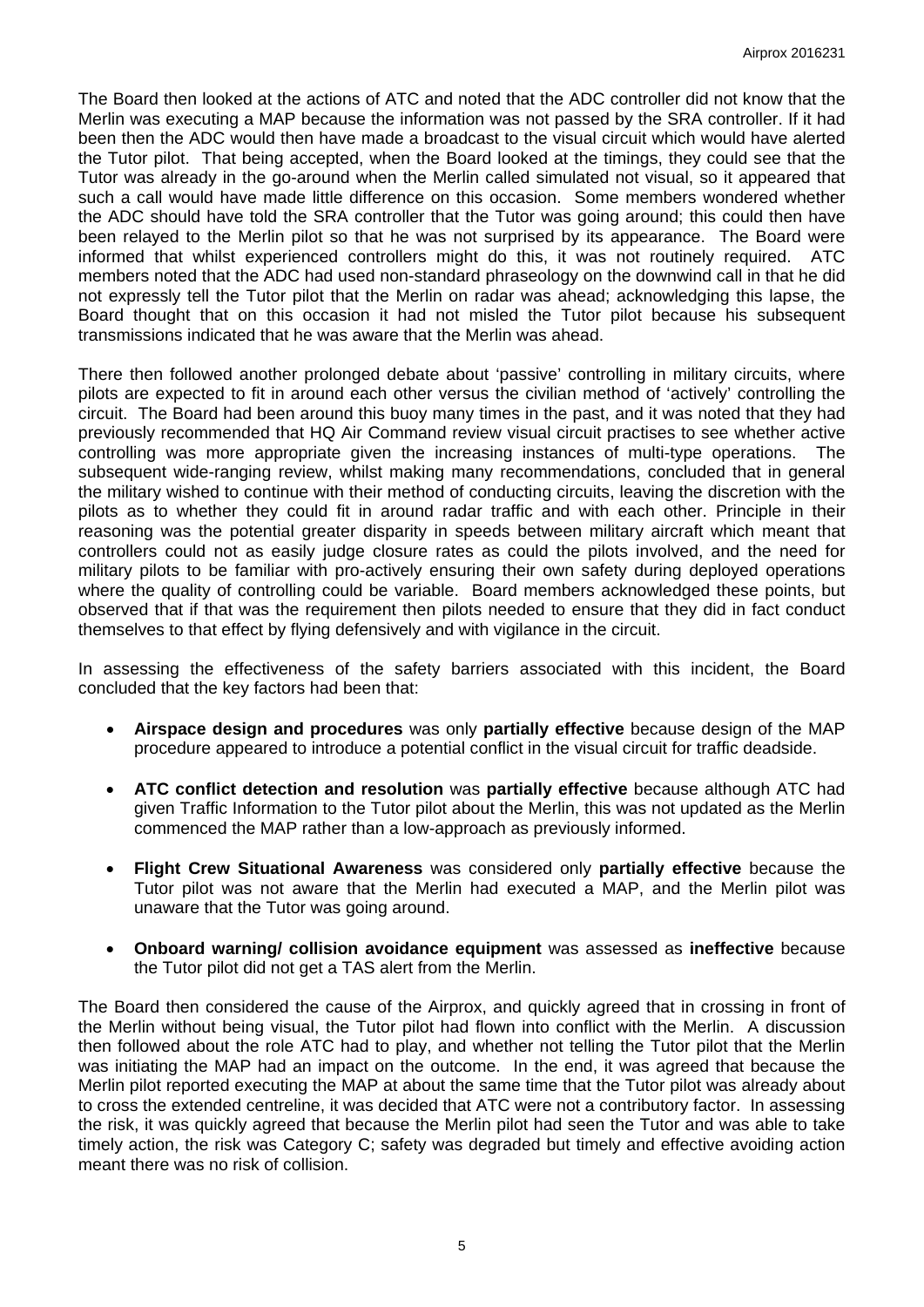The Board then looked at the actions of ATC and noted that the ADC controller did not know that the Merlin was executing a MAP because the information was not passed by the SRA controller. If it had been then the ADC would then have made a broadcast to the visual circuit which would have alerted the Tutor pilot. That being accepted, when the Board looked at the timings, they could see that the Tutor was already in the go-around when the Merlin called simulated not visual, so it appeared that such a call would have made little difference on this occasion. Some members wondered whether the ADC should have told the SRA controller that the Tutor was going around; this could then have been relayed to the Merlin pilot so that he was not surprised by its appearance. The Board were informed that whilst experienced controllers might do this, it was not routinely required. ATC members noted that the ADC had used non-standard phraseology on the downwind call in that he did not expressly tell the Tutor pilot that the Merlin on radar was ahead; acknowledging this lapse, the Board thought that on this occasion it had not misled the Tutor pilot because his subsequent transmissions indicated that he was aware that the Merlin was ahead.

There then followed another prolonged debate about 'passive' controlling in military circuits, where pilots are expected to fit in around each other versus the civilian method of 'actively' controlling the circuit. The Board had been around this buoy many times in the past, and it was noted that they had previously recommended that HQ Air Command review visual circuit practises to see whether active controlling was more appropriate given the increasing instances of multi-type operations. The subsequent wide-ranging review, whilst making many recommendations, concluded that in general the military wished to continue with their method of conducting circuits, leaving the discretion with the pilots as to whether they could fit in around radar traffic and with each other. Principle in their reasoning was the potential greater disparity in speeds between military aircraft which meant that controllers could not as easily judge closure rates as could the pilots involved, and the need for military pilots to be familiar with pro-actively ensuring their own safety during deployed operations where the quality of controlling could be variable. Board members acknowledged these points, but observed that if that was the requirement then pilots needed to ensure that they did in fact conduct themselves to that effect by flying defensively and with vigilance in the circuit.

In assessing the effectiveness of the safety barriers associated with this incident, the Board concluded that the key factors had been that:

- **Airspace design and procedures** was only **partially effective** because design of the MAP procedure appeared to introduce a potential conflict in the visual circuit for traffic deadside.
- **ATC conflict detection and resolution** was **partially effective** because although ATC had given Traffic Information to the Tutor pilot about the Merlin, this was not updated as the Merlin commenced the MAP rather than a low-approach as previously informed.
- **Flight Crew Situational Awareness** was considered only **partially effective** because the Tutor pilot was not aware that the Merlin had executed a MAP, and the Merlin pilot was unaware that the Tutor was going around.
- **Onboard warning/ collision avoidance equipment** was assessed as **ineffective** because the Tutor pilot did not get a TAS alert from the Merlin.

The Board then considered the cause of the Airprox, and quickly agreed that in crossing in front of the Merlin without being visual, the Tutor pilot had flown into conflict with the Merlin. A discussion then followed about the role ATC had to play, and whether not telling the Tutor pilot that the Merlin was initiating the MAP had an impact on the outcome. In the end, it was agreed that because the Merlin pilot reported executing the MAP at about the same time that the Tutor pilot was already about to cross the extended centreline, it was decided that ATC were not a contributory factor. In assessing the risk, it was quickly agreed that because the Merlin pilot had seen the Tutor and was able to take timely action, the risk was Category C; safety was degraded but timely and effective avoiding action meant there was no risk of collision.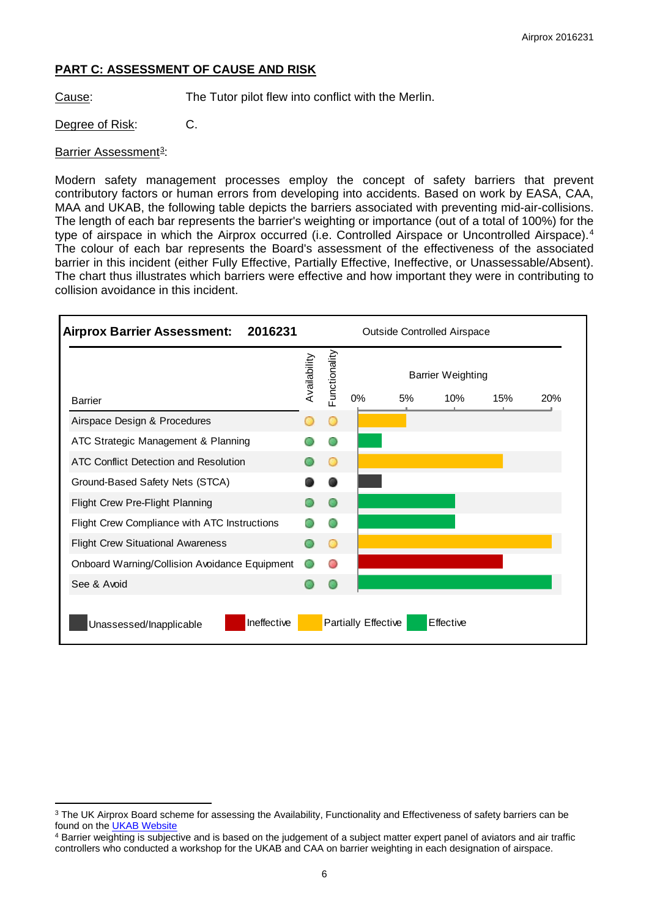## PART C: ASSESSMENT OF CAUSE AND RISK

Cause: The Tutor pilot flew into conflict with the Merlin.

Degree of Risk: C.

Barrier Assessment[3]:

Modern safety management processes employ the concept of safety barriers that prevent contributory factors or human errors from developing into accidents. Based on work by EASA, CAA, MAA and UKAB, the following table depicts the barriers associated with preventing mid-air-collisions. The length of each bar represents the barrier's weighting or importance (out of a total of 100%) for the type of airspace in which the Airprox occurred (i.e. Controlled Airspace or Uncontrolled Airspace).[4] The colour of each bar represents the Board's assessment of the effectiveness of the associated barrier in this incident (either Fully Effective, Partially Effective, Ineffective, or Unassessable/Absent). The chart thus illustrates which barriers were effective and how important they were in contributing to collision avoidance in this incident.

**Airprox Barrier Assessment: 2016231**

Outside Controlled Airspace

Barrier
Availability
Functionality
Barrier Weighting
0%
5%
10%
15%
20%

Airspace Design & Procedures
ATC Strategic Management & Planning
ATC Conflict Detection and Resolution
Ground-Based Safety Nets (STCA)
Flight Crew Pre-Flight Planning
Flight Crew Compliance with ATC Instructions
Flight Crew Situational Awareness
Onboard Warning/Collision Avoidance Equipment
See & Avoid

Unassessed/Inapplicable
Ineffective
Partially Effective
Effective

---

[3] The UK Airprox Board scheme for assessing the Availability, Functionality and Effectiveness of safety barriers can be found on the UKAB Website

[4] Barrier weighting is subjective and is based on the judgement of a subject matter expert panel of aviators and air traffic controllers who conducted a workshop for the UKAB and CAA on barrier weighting in each designation of airspace.